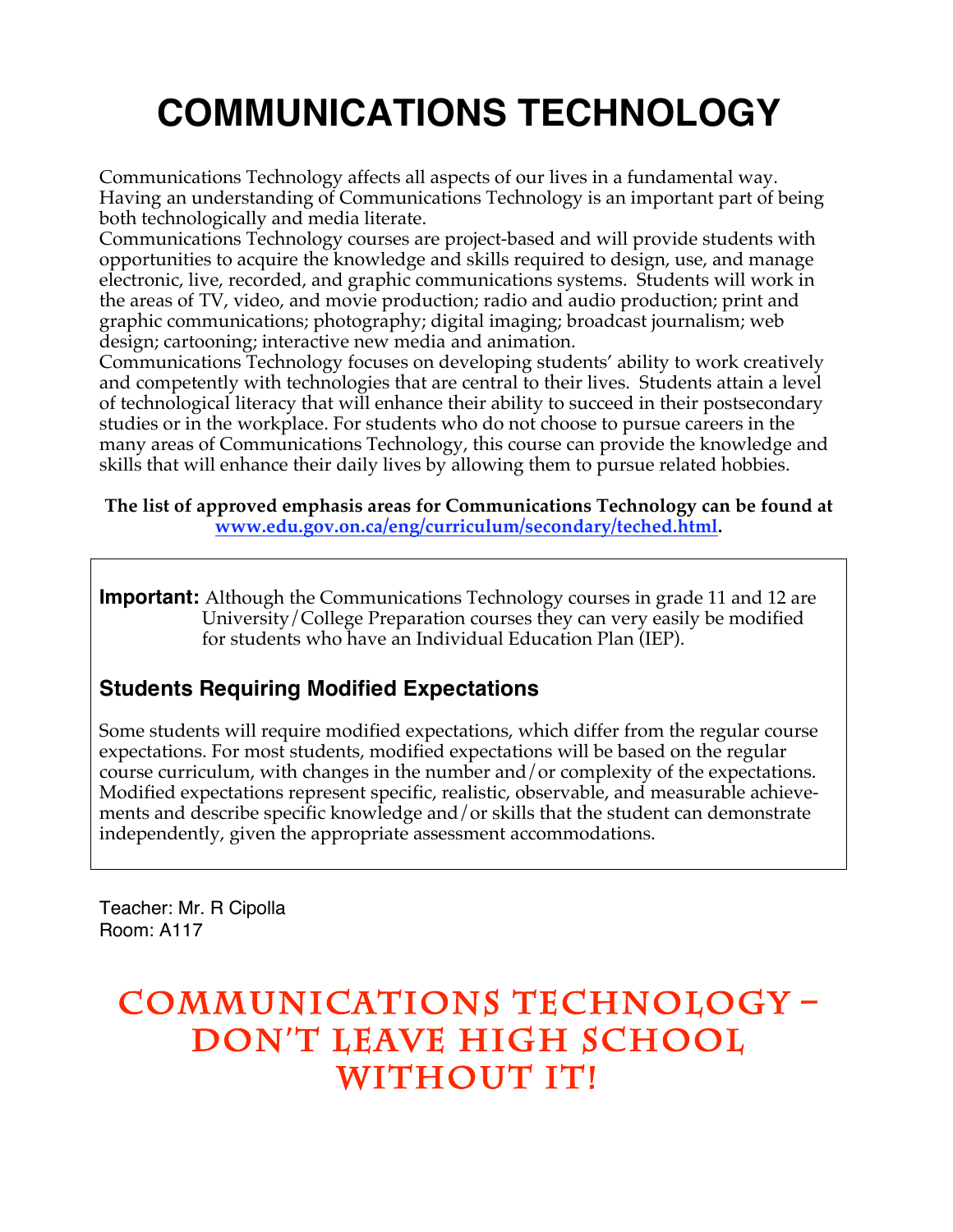# COMMUNICATIONS TECHNOLOGY

Communications Technology affects all aspects of our lives in a fundamental way. Having an understanding of Communications Technology is an important part of being both technologically and media literate.

Communications Technology courses are project-based and will provide students with opportunities to acquire the knowledge and skills required to design, use, and manage electronic, live, recorded, and graphic communications systems. Students will work in the areas of TV, video, and movie production; radio and audio production; print and graphic communications; photography; digital imaging; broadcast journalism; web design; cartooning; interactive new media and animation.

Communications Technology focuses on developing students' ability to work creatively and competently with technologies that are central to their lives. Students attain a level of technological literacy that will enhance their ability to succeed in their postsecondary studies or in the workplace. For students who do not choose to pursue careers in the many areas of Communications Technology, this course can provide the knowledge and skills that will enhance their daily lives by allowing them to pursue related hobbies.

**The list of approved emphasis areas for Communications Technology can be found at [www.edu.gov.on.ca/eng/curriculum/secondary/teched.html](www.edu.gov.on.ca/eng/curriculum/secondary/teched.html).**

**Important:** Although the Communications Technology courses in grade 11 and 12 are University/College Preparation courses they can very easily be modified for students who have an Individual Education Plan (IEP).

## Students Requiring Modified Expectations

Some students will require modified expectations, which differ from the regular course expectations. For most students, modified expectations will be based on the regular course curriculum, with changes in the number and/or complexity of the expectations. Modified expectations represent specific, realistic, observable, and measurable achievements and describe specific knowledge and/or skills that the student can demonstrate independently, given the appropriate assessment accommodations.

Teacher: Mr. R Cipolla
Room: A117

# COMMUNICATIONS TECHNOLOGY – DON'T LEAVE HIGH SCHOOL WITHOUT IT!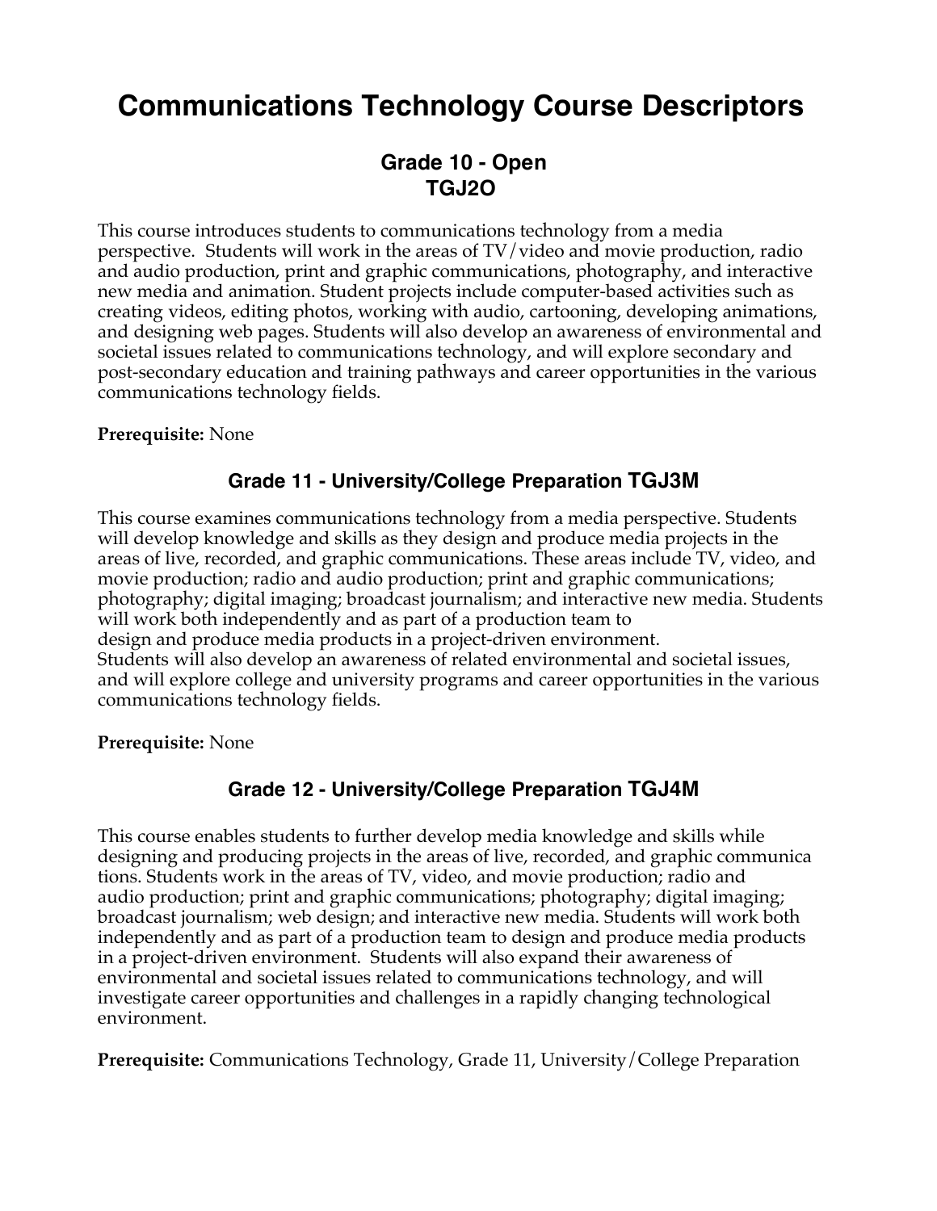# Communications Technology Course Descriptors

### Grade 10 - Open
### TGJ2O

This course introduces students to communications technology from a media perspective. Students will work in the areas of TV/video and movie production, radio and audio production, print and graphic communications, photography, and interactive new media and animation. Student projects include computer-based activities such as creating videos, editing photos, working with audio, cartooning, developing animations, and designing web pages. Students will also develop an awareness of environmental and societal issues related to communications technology, and will explore secondary and post-secondary education and training pathways and career opportunities in the various communications technology fields.

**Prerequisite:** None

### Grade 11 - University/College Preparation TGJ3M

This course examines communications technology from a media perspective. Students will develop knowledge and skills as they design and produce media projects in the areas of live, recorded, and graphic communications. These areas include TV, video, and movie production; radio and audio production; print and graphic communications; photography; digital imaging; broadcast journalism; and interactive new media. Students will work both independently and as part of a production team to design and produce media products in a project-driven environment.
Students will also develop an awareness of related environmental and societal issues, and will explore college and university programs and career opportunities in the various communications technology fields.

**Prerequisite:** None

### Grade 12 - University/College Preparation TGJ4M

This course enables students to further develop media knowledge and skills while designing and producing projects in the areas of live, recorded, and graphic communications. Students work in the areas of TV, video, and movie production; radio and audio production; print and graphic communications; photography; digital imaging; broadcast journalism; web design; and interactive new media. Students will work both independently and as part of a production team to design and produce media products in a project-driven environment. Students will also expand their awareness of environmental and societal issues related to communications technology, and will investigate career opportunities and challenges in a rapidly changing technological environment.

**Prerequisite:** Communications Technology, Grade 11, University/College Preparation